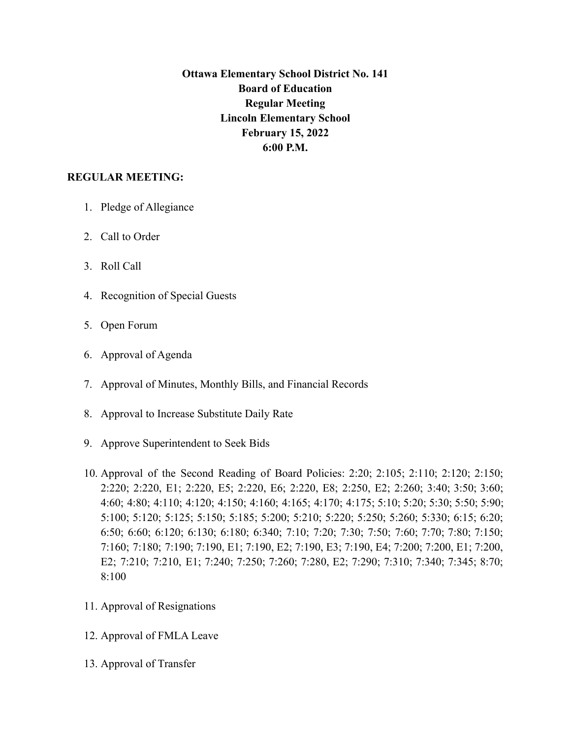**Ottawa Elementary School District No. 141**
**Board of Education**
**Regular Meeting**
**Lincoln Elementary School**
**February 15, 2022**
**6:00 P.M.**

**REGULAR MEETING:**

1. Pledge of Allegiance
2. Call to Order
3. Roll Call
4. Recognition of Special Guests
5. Open Forum
6. Approval of Agenda
7. Approval of Minutes, Monthly Bills, and Financial Records
8. Approval to Increase Substitute Daily Rate
9. Approve Superintendent to Seek Bids
10. Approval of the Second Reading of Board Policies: 2:20; 2:105; 2:110; 2:120; 2:150; 2:220; 2:220, E1; 2:220, E5; 2:220, E6; 2:220, E8; 2:250, E2; 2:260; 3:40; 3:50; 3:60; 4:60; 4:80; 4:110; 4:120; 4:150; 4:160; 4:165; 4:170; 4:175; 5:10; 5:20; 5:30; 5:50; 5:90; 5:100; 5:120; 5:125; 5:150; 5:185; 5:200; 5:210; 5:220; 5:250; 5:260; 5:330; 6:15; 6:20; 6:50; 6:60; 6:120; 6:130; 6:180; 6:340; 7:10; 7:20; 7:30; 7:50; 7:60; 7:70; 7:80; 7:150; 7:160; 7:180; 7:190; 7:190, E1; 7:190, E2; 7:190, E3; 7:190, E4; 7:200; 7:200, E1; 7:200, E2; 7:210; 7:210, E1; 7:240; 7:250; 7:260; 7:280, E2; 7:290; 7:310; 7:340; 7:345; 8:70; 8:100
11. Approval of Resignations
12. Approval of FMLA Leave
13. Approval of Transfer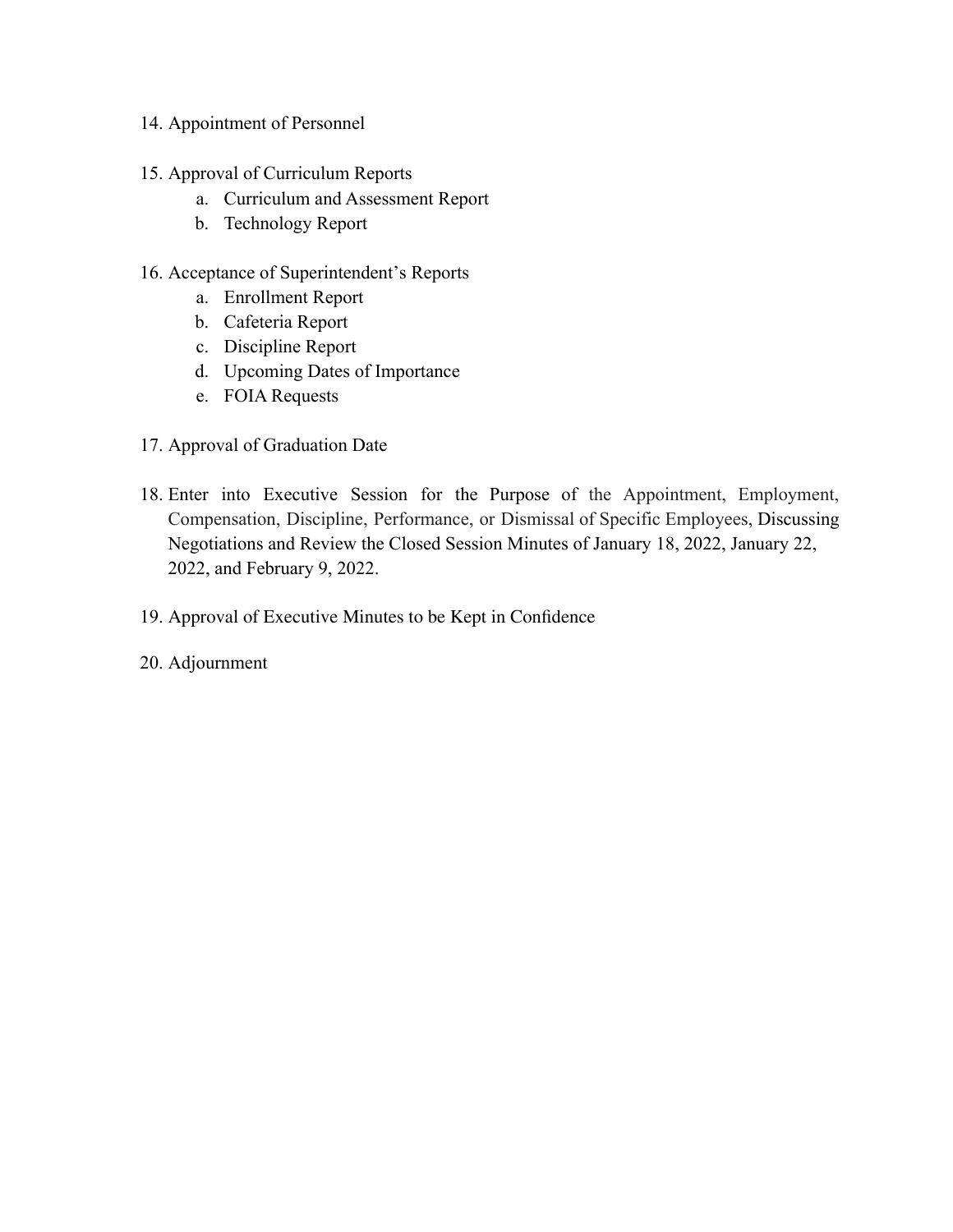14. Appointment of Personnel

15. Approval of Curriculum Reports
    a. Curriculum and Assessment Report
    b. Technology Report

16. Acceptance of Superintendent's Reports
    a. Enrollment Report
    b. Cafeteria Report
    c. Discipline Report
    d. Upcoming Dates of Importance
    e. FOIA Requests

17. Approval of Graduation Date

18. Enter into Executive Session for the Purpose of the Appointment, Employment, Compensation, Discipline, Performance, or Dismissal of Specific Employees, Discussing Negotiations and Review the Closed Session Minutes of January 18, 2022, January 22, 2022, and February 9, 2022.

19. Approval of Executive Minutes to be Kept in Confidence

20. Adjournment